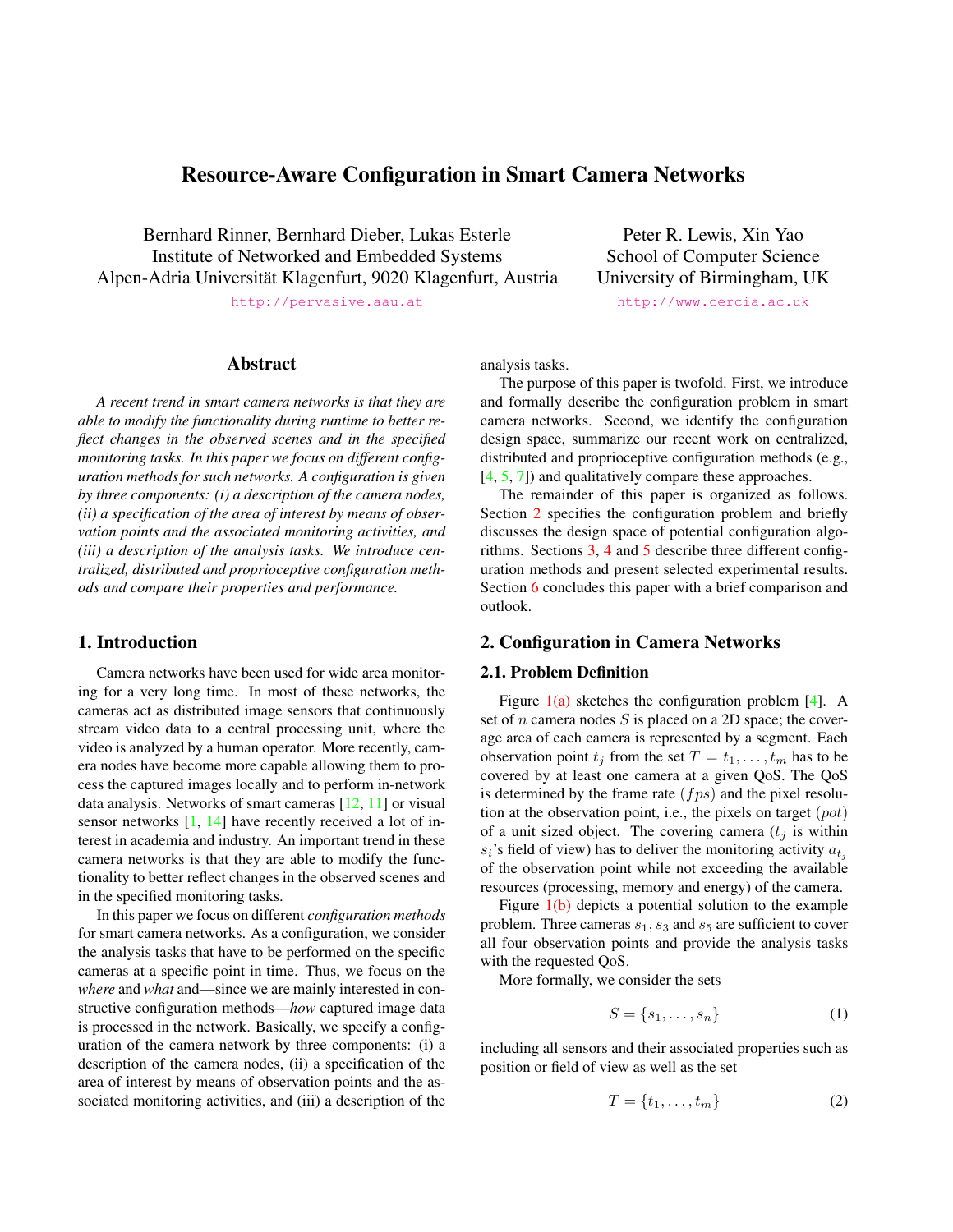# Resource-Aware Configuration in Smart Camera Networks

Bernhard Rinner, Bernhard Dieber, Lukas Esterle
Institute of Networked and Embedded Systems
Alpen-Adria Universität Klagenfurt, 9020 Klagenfurt, Austria
http://pervasive.aau.at

Peter R. Lewis, Xin Yao
School of Computer Science
University of Birmingham, UK
http://www.cercia.ac.uk

## Abstract

*A recent trend in smart camera networks is that they are able to modify the functionality during runtime to better reflect changes in the observed scenes and in the specified monitoring tasks. In this paper we focus on different configuration methods for such networks. A configuration is given by three components: (i) a description of the camera nodes, (ii) a specification of the area of interest by means of observation points and the associated monitoring activities, and (iii) a description of the analysis tasks. We introduce centralized, distributed and proprioceptive configuration methods and compare their properties and performance.*

## 1. Introduction

Camera networks have been used for wide area monitoring for a very long time. In most of these networks, the cameras act as distributed image sensors that continuously stream video data to a central processing unit, where the video is analyzed by a human operator. More recently, camera nodes have become more capable allowing them to process the captured images locally and to perform in-network data analysis. Networks of smart cameras [12, 11] or visual sensor networks [1, 14] have recently received a lot of interest in academia and industry. An important trend in these camera networks is that they are able to modify the functionality to better reflect changes in the observed scenes and in the specified monitoring tasks.

In this paper we focus on different *configuration methods* for smart camera networks. As a configuration, we consider the analysis tasks that have to be performed on the specific cameras at a specific point in time. Thus, we focus on the *where* and *what* and—since we are mainly interested in constructive configuration methods—*how* captured image data is processed in the network. Basically, we specify a configuration of the camera network by three components: (i) a description of the camera nodes, (ii) a specification of the area of interest by means of observation points and the associated monitoring activities, and (iii) a description of the analysis tasks.

The purpose of this paper is twofold. First, we introduce and formally describe the configuration problem in smart camera networks. Second, we identify the configuration design space, summarize our recent work on centralized, distributed and proprioceptive configuration methods (e.g., [4, 5, 7]) and qualitatively compare these approaches.

The remainder of this paper is organized as follows. Section 2 specifies the configuration problem and briefly discusses the design space of potential configuration algorithms. Sections 3, 4 and 5 describe three different configuration methods and present selected experimental results. Section 6 concludes this paper with a brief comparison and outlook.

## 2. Configuration in Camera Networks

### 2.1. Problem Definition

Figure 1(a) sketches the configuration problem [4]. A set of $n$ camera nodes $S$ is placed on a 2D space; the coverage area of each camera is represented by a segment. Each observation point $t_j$ from the set $T = t_1, \ldots, t_m$ has to be covered by at least one camera at a given QoS. The QoS is determined by the frame rate $(fps)$ and the pixel resolution at the observation point, i.e., the pixels on target $(pot)$ of a unit sized object. The covering camera ($t_j$ is within $s_i$'s field of view) has to deliver the monitoring activity $a_{t_j}$ of the observation point while not exceeding the available resources (processing, memory and energy) of the camera.

Figure 1(b) depicts a potential solution to the example problem. Three cameras $s_1$, $s_3$ and $s_5$ are sufficient to cover all four observation points and provide the analysis tasks with the requested QoS.

More formally, we consider the sets

$$S = \{s_1, \ldots, s_n\} \tag{1}$$

including all sensors and their associated properties such as position or field of view as well as the set

$$T = \{t_1, \ldots, t_m\} \tag{2}$$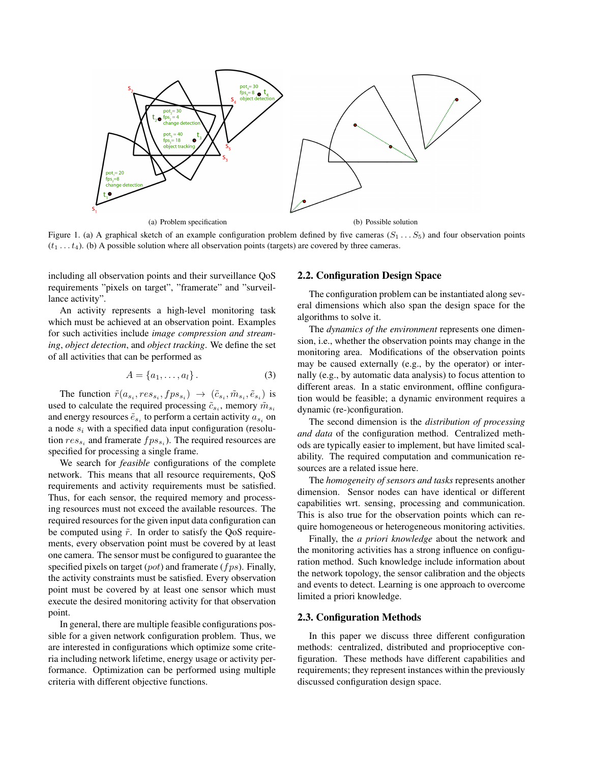pot$_4$= 30
fps$_4$= 8
object detection

pot$_2$= 30
fps$_2$ = 4
change detection

pot$_3$ = 40
fps$_3$= 18
object tracking

pot$_1$= 20
fps$_1$=8
change detection

$t_1$ $t_2$ $t_3$ $t_4$

$s_1$ $s_2$ $s_3$ $s_4$ $s_5$

(a) Problem specification

(b) Possible solution

Figure 1. (a) A graphical sketch of an example configuration problem defined by five cameras ($S_1 \ldots S_5$) and four observation points ($t_1 \ldots t_4$). (b) A possible solution where all observation points (targets) are covered by three cameras.

including all observation points and their surveillance QoS requirements "pixels on target", "framerate" and "surveillance activity".

An activity represents a high-level monitoring task which must be achieved at an observation point. Examples for such activities include *image compression and streaming*, *object detection*, and *object tracking*. We define the set of all activities that can be performed as

$$A = \{a_1, \ldots, a_l\}. \quad (3)$$

The function $\tilde{r}(a_{s_i}, res_{s_i}, fps_{s_i}) \rightarrow (\tilde{c}_{s_i}, \tilde{m}_{s_i}, \tilde{e}_{s_i})$ is used to calculate the required processing $\tilde{c}_{s_i}$, memory $\tilde{m}_{s_i}$ and energy resources $\tilde{e}_{s_i}$ to perform a certain activity $a_{s_i}$ on a node $s_i$ with a specified data input configuration (resolution $res_{s_i}$ and framerate $fps_{s_i}$). The required resources are specified for processing a single frame.

We search for *feasible* configurations of the complete network. This means that all resource requirements, QoS requirements and activity requirements must be satisfied. Thus, for each sensor, the required memory and processing resources must not exceed the available resources. The required resources for the given input data configuration can be computed using $\tilde{r}$. In order to satisfy the QoS requirements, every observation point must be covered by at least one camera. The sensor must be configured to guarantee the specified pixels on target ($pot$) and framerate ($fps$). Finally, the activity constraints must be satisfied. Every observation point must be covered by at least one sensor which must execute the desired monitoring activity for that observation point.

In general, there are multiple feasible configurations possible for a given network configuration problem. Thus, we are interested in configurations which optimize some criteria including network lifetime, energy usage or activity performance. Optimization can be performed using multiple criteria with different objective functions.

### 2.2. Configuration Design Space

The configuration problem can be instantiated along several dimensions which also span the design space for the algorithms to solve it.

The *dynamics of the environment* represents one dimension, i.e., whether the observation points may change in the monitoring area. Modifications of the observation points may be caused externally (e.g., by the operator) or internally (e.g., by automatic data analysis) to focus attention to different areas. In a static environment, offline configuration would be feasible; a dynamic environment requires a dynamic (re-)configuration.

The second dimension is the *distribution of processing and data* of the configuration method. Centralized methods are typically easier to implement, but have limited scalability. The required computation and communication resources are a related issue here.

The *homogeneity of sensors and tasks* represents another dimension. Sensor nodes can have identical or different capabilities wrt. sensing, processing and communication. This is also true for the observation points which can require homogeneous or heterogeneous monitoring activities.

Finally, the *a priori knowledge* about the network and the monitoring activities has a strong influence on configuration method. Such knowledge include information about the network topology, the sensor calibration and the objects and events to detect. Learning is one approach to overcome limited a priori knowledge.

### 2.3. Configuration Methods

In this paper we discuss three different configuration methods: centralized, distributed and proprioceptive configuration. These methods have different capabilities and requirements; they represent instances within the previously discussed configuration design space.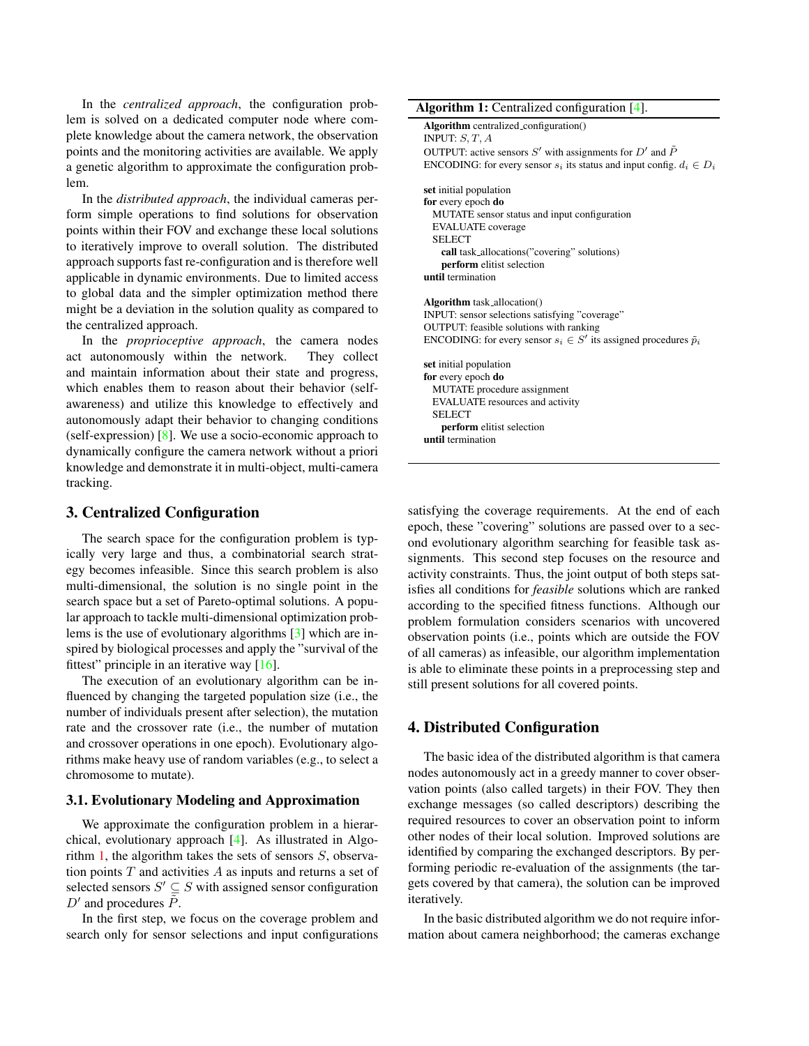In the *centralized approach*, the configuration problem is solved on a dedicated computer node where complete knowledge about the camera network, the observation points and the monitoring activities are available. We apply a genetic algorithm to approximate the configuration problem.

In the *distributed approach*, the individual cameras perform simple operations to find solutions for observation points within their FOV and exchange these local solutions to iteratively improve to overall solution. The distributed approach supports fast re-configuration and is therefore well applicable in dynamic environments. Due to limited access to global data and the simpler optimization method there might be a deviation in the solution quality as compared to the centralized approach.

In the *proprioceptive approach*, the camera nodes act autonomously within the network. They collect and maintain information about their state and progress, which enables them to reason about their behavior (self-awareness) and utilize this knowledge to effectively and autonomously adapt their behavior to changing conditions (self-expression) [8]. We use a socio-economic approach to dynamically configure the camera network without a priori knowledge and demonstrate it in multi-object, multi-camera tracking.

**Algorithm 1:** Centralized configuration [4].

```
Algorithm centralized_configuration()
INPUT: S, T, A
OUTPUT: active sensors S' with assignments for D' and P̃
ENCODING: for every sensor s_i its status and input config. d_i ∈ D_i

set initial population
for every epoch do
  MUTATE sensor status and input configuration
  EVALUATE coverage
  SELECT
    call task_allocations("covering" solutions)
    perform elitist selection
until termination

Algorithm task_allocation()
INPUT: sensor selections satisfying "coverage"
OUTPUT: feasible solutions with ranking
ENCODING: for every sensor s_i ∈ S' its assigned procedures p̃_i

set initial population
for every epoch do
  MUTATE procedure assignment
  EVALUATE resources and activity
  SELECT
    perform elitist selection
until termination
```

## 3. Centralized Configuration

The search space for the configuration problem is typically very large and thus, a combinatorial search strategy becomes infeasible. Since this search problem is also multi-dimensional, the solution is no single point in the search space but a set of Pareto-optimal solutions. A popular approach to tackle multi-dimensional optimization problems is the use of evolutionary algorithms [3] which are inspired by biological processes and apply the "survival of the fittest" principle in an iterative way [16].

The execution of an evolutionary algorithm can be influenced by changing the targeted population size (i.e., the number of individuals present after selection), the mutation rate and the crossover rate (i.e., the number of mutation and crossover operations in one epoch). Evolutionary algorithms make heavy use of random variables (e.g., to select a chromosome to mutate).

### 3.1. Evolutionary Modeling and Approximation

We approximate the configuration problem in a hierarchical, evolutionary approach [4]. As illustrated in Algorithm 1, the algorithm takes the sets of sensors $S$, observation points $T$ and activities $A$ as inputs and returns a set of selected sensors $S' \subseteq S$ with assigned sensor configuration $D'$ and procedures $\tilde{P}$.

In the first step, we focus on the coverage problem and search only for sensor selections and input configurations satisfying the coverage requirements. At the end of each epoch, these "covering" solutions are passed over to a second evolutionary algorithm searching for feasible task assignments. This second step focuses on the resource and activity constraints. Thus, the joint output of both steps satisfies all conditions for *feasible* solutions which are ranked according to the specified fitness functions. Although our problem formulation considers scenarios with uncovered observation points (i.e., points which are outside the FOV of all cameras) as infeasible, our algorithm implementation is able to eliminate these points in a preprocessing step and still present solutions for all covered points.

## 4. Distributed Configuration

The basic idea of the distributed algorithm is that camera nodes autonomously act in a greedy manner to cover observation points (also called targets) in their FOV. They then exchange messages (so called descriptors) describing the required resources to cover an observation point to inform other nodes of their local solution. Improved solutions are identified by comparing the exchanged descriptors. By performing periodic re-evaluation of the assignments (the targets covered by that camera), the solution can be improved iteratively.

In the basic distributed algorithm we do not require information about camera neighborhood; the cameras exchange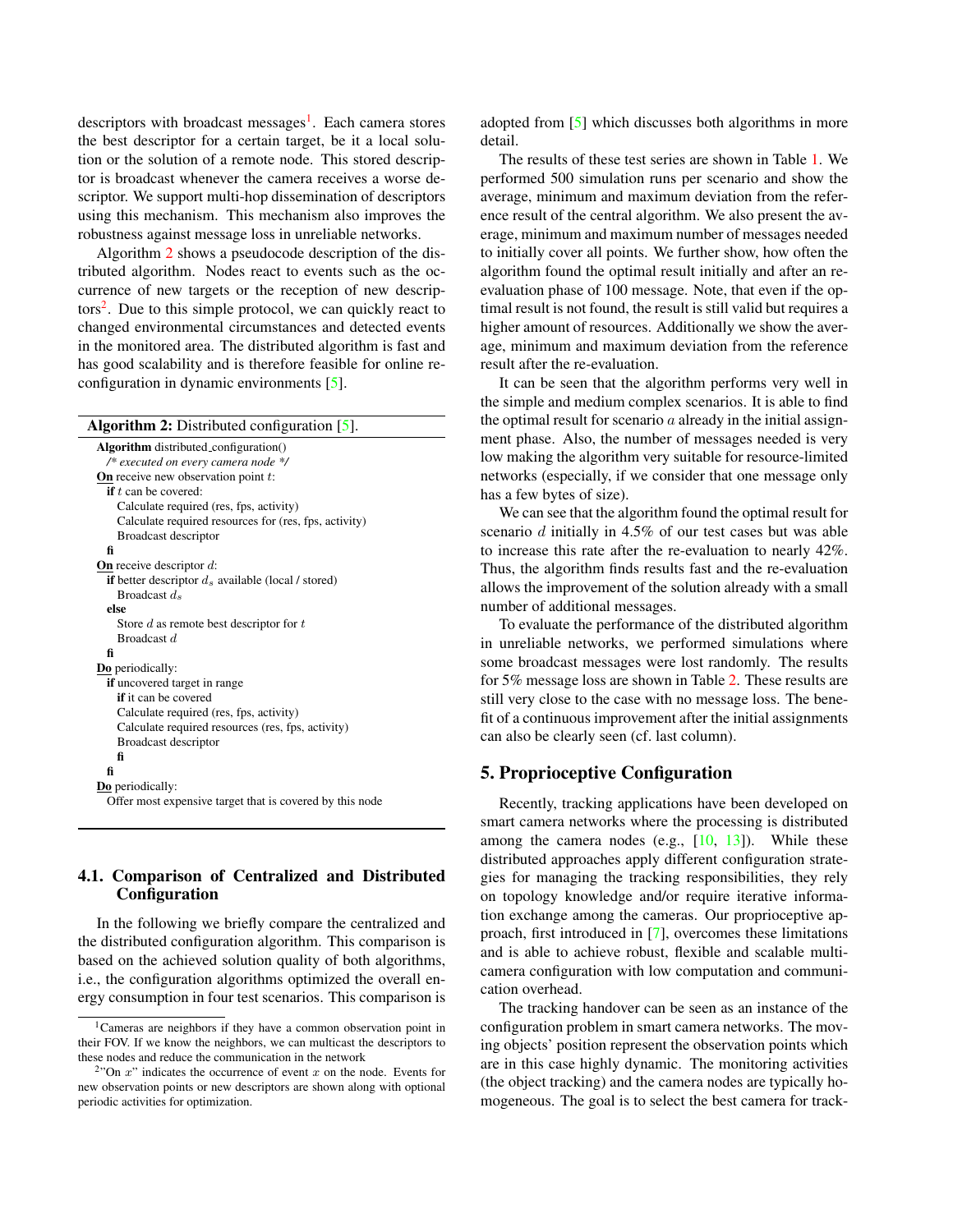descriptors with broadcast messages[1]. Each camera stores the best descriptor for a certain target, be it a local solution or the solution of a remote node. This stored descriptor is broadcast whenever the camera receives a worse descriptor. We support multi-hop dissemination of descriptors using this mechanism. This mechanism also improves the robustness against message loss in unreliable networks.

Algorithm 2 shows a pseudocode description of the distributed algorithm. Nodes react to events such as the occurrence of new targets or the reception of new descriptors[2]. Due to this simple protocol, we can quickly react to changed environmental circumstances and detected events in the monitored area. The distributed algorithm is fast and has good scalability and is therefore feasible for online reconfiguration in dynamic environments [5].

**Algorithm 2:** Distributed configuration [5].

```
Algorithm distributed_configuration()
  /* executed on every camera node */
  On receive new observation point t:
    if t can be covered:
      Calculate required (res, fps, activity)
      Calculate required resources for (res, fps, activity)
      Broadcast descriptor
    fi
  On receive descriptor d:
    if better descriptor d_s available (local / stored)
      Broadcast d_s
    else
      Store d as remote best descriptor for t
      Broadcast d
    fi
  Do periodically:
    if uncovered target in range
      if it can be covered
        Calculate required (res, fps, activity)
        Calculate required resources (res, fps, activity)
        Broadcast descriptor
      fi
    fi
  Do periodically:
    Offer most expensive target that is covered by this node
```

### 4.1. Comparison of Centralized and Distributed Configuration

In the following we briefly compare the centralized and the distributed configuration algorithm. This comparison is based on the achieved solution quality of both algorithms, i.e., the configuration algorithms optimized the overall energy consumption in four test scenarios. This comparison is adopted from [5] which discusses both algorithms in more detail.

The results of these test series are shown in Table 1. We performed 500 simulation runs per scenario and show the average, minimum and maximum deviation from the reference result of the central algorithm. We also present the average, minimum and maximum number of messages needed to initially cover all points. We further show, how often the algorithm found the optimal result initially and after an re-evaluation phase of 100 message. Note, that even if the optimal result is not found, the result is still valid but requires a higher amount of resources. Additionally we show the average, minimum and maximum deviation from the reference result after the re-evaluation.

It can be seen that the algorithm performs very well in the simple and medium complex scenarios. It is able to find the optimal result for scenario $a$ already in the initial assignment phase. Also, the number of messages needed is very low making the algorithm very suitable for resource-limited networks (especially, if we consider that one message only has a few bytes of size).

We can see that the algorithm found the optimal result for scenario $d$ initially in 4.5% of our test cases but was able to increase this rate after the re-evaluation to nearly 42%. Thus, the algorithm finds results fast and the re-evaluation allows the improvement of the solution already with a small number of additional messages.

To evaluate the performance of the distributed algorithm in unreliable networks, we performed simulations where some broadcast messages were lost randomly. The results for 5% message loss are shown in Table 2. These results are still very close to the case with no message loss. The benefit of a continuous improvement after the initial assignments can also be clearly seen (cf. last column).

## 5. Proprioceptive Configuration

Recently, tracking applications have been developed on smart camera networks where the processing is distributed among the camera nodes (e.g., [10, 13]). While these distributed approaches apply different configuration strategies for managing the tracking responsibilities, they rely on topology knowledge and/or require iterative information exchange among the cameras. Our proprioceptive approach, first introduced in [7], overcomes these limitations and is able to achieve robust, flexible and scalable multi-camera configuration with low computation and communication overhead.

The tracking handover can be seen as an instance of the configuration problem in smart camera networks. The moving objects' position represent the observation points which are in this case highly dynamic. The monitoring activities (the object tracking) and the camera nodes are typically homogeneous. The goal is to select the best camera for track-

[1] Cameras are neighbors if they have a common observation point in their FOV. If we know the neighbors, we can multicast the descriptors to these nodes and reduce the communication in the network

[2] "On $x$" indicates the occurrence of event $x$ on the node. Events for new observation points or new descriptors are shown along with optional periodic activities for optimization.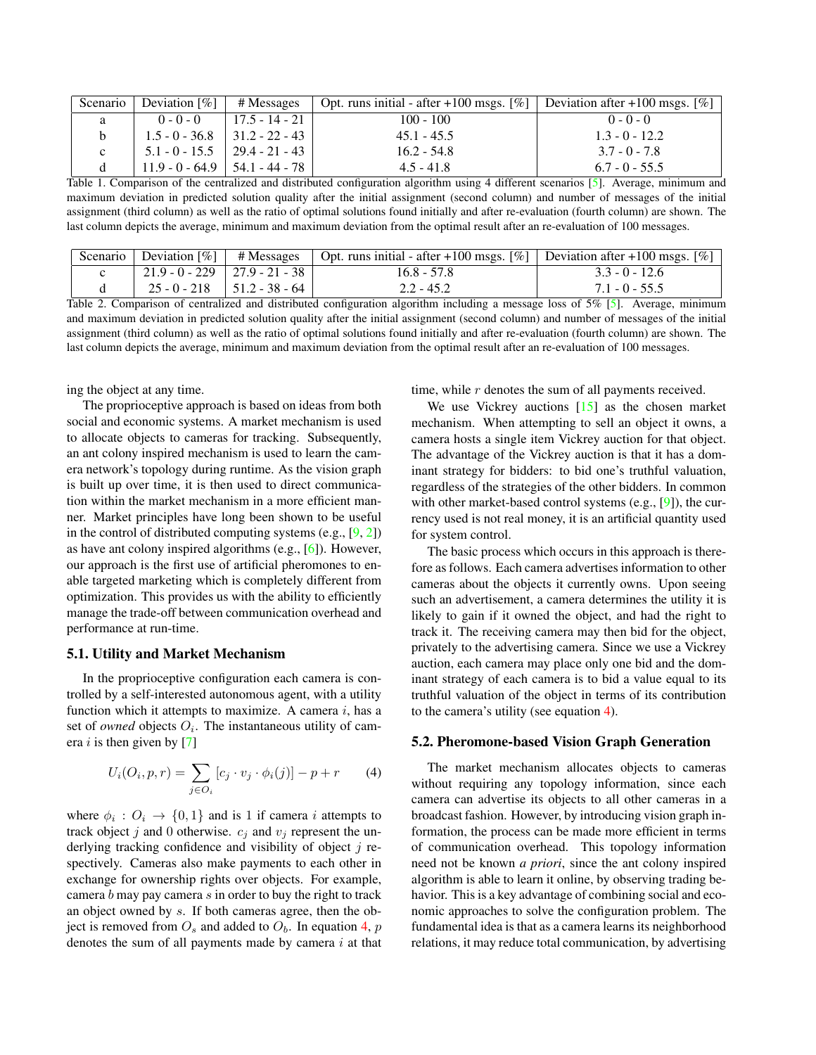| Scenario | Deviation [%] | # Messages | Opt. runs initial - after +100 msgs. [%] | Deviation after +100 msgs. [%] |
|---|---|---|---|---|
| a | 0 - 0 - 0 | 17.5 - 14 - 21 | 100 - 100 | 0 - 0 - 0 |
| b | 1.5 - 0 - 36.8 | 31.2 - 22 - 43 | 45.1 - 45.5 | 1.3 - 0 - 12.2 |
| c | 5.1 - 0 - 15.5 | 29.4 - 21 - 43 | 16.2 - 54.8 | 3.7 - 0 - 7.8 |
| d | 11.9 - 0 - 64.9 | 54.1 - 44 - 78 | 4.5 - 41.8 | 6.7 - 0 - 55.5 |

Table 1. Comparison of the centralized and distributed configuration algorithm using 4 different scenarios [5]. Average, minimum and maximum deviation in predicted solution quality after the initial assignment (second column) and number of messages of the initial assignment (third column) as well as the ratio of optimal solutions found initially and after re-evaluation (fourth column) are shown. The last column depicts the average, minimum and maximum deviation from the optimal result after an re-evaluation of 100 messages.

| Scenario | Deviation [%] | # Messages | Opt. runs initial - after +100 msgs. [%] | Deviation after +100 msgs. [%] |
|---|---|---|---|---|
| c | 21.9 - 0 - 229 | 27.9 - 21 - 38 | 16.8 - 57.8 | 3.3 - 0 - 12.6 |
| d | 25 - 0 - 218 | 51.2 - 38 - 64 | 2.2 - 45.2 | 7.1 - 0 - 55.5 |

Table 2. Comparison of centralized and distributed configuration algorithm including a message loss of 5% [5]. Average, minimum and maximum deviation in predicted solution quality after the initial assignment (second column) and number of messages of the initial assignment (third column) as well as the ratio of optimal solutions found initially and after re-evaluation (fourth column) are shown. The last column depicts the average, minimum and maximum deviation from the optimal result after an re-evaluation of 100 messages.

ing the object at any time.

The proprioceptive approach is based on ideas from both social and economic systems. A market mechanism is used to allocate objects to cameras for tracking. Subsequently, an ant colony inspired mechanism is used to learn the camera network's topology during runtime. As the vision graph is built up over time, it is then used to direct communication within the market mechanism in a more efficient manner. Market principles have long been shown to be useful in the control of distributed computing systems (e.g., [9, 2]) as have ant colony inspired algorithms (e.g., [6]). However, our approach is the first use of artificial pheromones to enable targeted marketing which is completely different from optimization. This provides us with the ability to efficiently manage the trade-off between communication overhead and performance at run-time.

### 5.1. Utility and Market Mechanism

In the proprioceptive configuration each camera is controlled by a self-interested autonomous agent, with a utility function which it attempts to maximize. A camera $i$, has a set of *owned* objects $O_i$. The instantaneous utility of camera $i$ is then given by [7]

$$U_i(O_i, p, r) = \sum_{j \in O_i} [c_j \cdot v_j \cdot \phi_i(j)] - p + r \tag{4}$$

where $\phi_i : O_i \rightarrow \{0, 1\}$ and is 1 if camera $i$ attempts to track object $j$ and 0 otherwise. $c_j$ and $v_j$ represent the underlying tracking confidence and visibility of object $j$ respectively. Cameras also make payments to each other in exchange for ownership rights over objects. For example, camera $b$ may pay camera $s$ in order to buy the right to track an object owned by $s$. If both cameras agree, then the object is removed from $O_s$ and added to $O_b$. In equation 4, $p$ denotes the sum of all payments made by camera $i$ at that time, while $r$ denotes the sum of all payments received.

We use Vickrey auctions [15] as the chosen market mechanism. When attempting to sell an object it owns, a camera hosts a single item Vickrey auction for that object. The advantage of the Vickrey auction is that it has a dominant strategy for bidders: to bid one's truthful valuation, regardless of the strategies of the other bidders. In common with other market-based control systems (e.g., [9]), the currency used is not real money, it is an artificial quantity used for system control.

The basic process which occurs in this approach is therefore as follows. Each camera advertises information to other cameras about the objects it currently owns. Upon seeing such an advertisement, a camera determines the utility it is likely to gain if it owned the object, and had the right to track it. The receiving camera may then bid for the object, privately to the advertising camera. Since we use a Vickrey auction, each camera may place only one bid and the dominant strategy of each camera is to bid a value equal to its truthful valuation of the object in terms of its contribution to the camera's utility (see equation 4).

### 5.2. Pheromone-based Vision Graph Generation

The market mechanism allocates objects to cameras without requiring any topology information, since each camera can advertise its objects to all other cameras in a broadcast fashion. However, by introducing vision graph information, the process can be made more efficient in terms of communication overhead. This topology information need not be known *a priori*, since the ant colony inspired algorithm is able to learn it online, by observing trading behavior. This is a key advantage of combining social and economic approaches to solve the configuration problem. The fundamental idea is that as a camera learns its neighborhood relations, it may reduce total communication, by advertising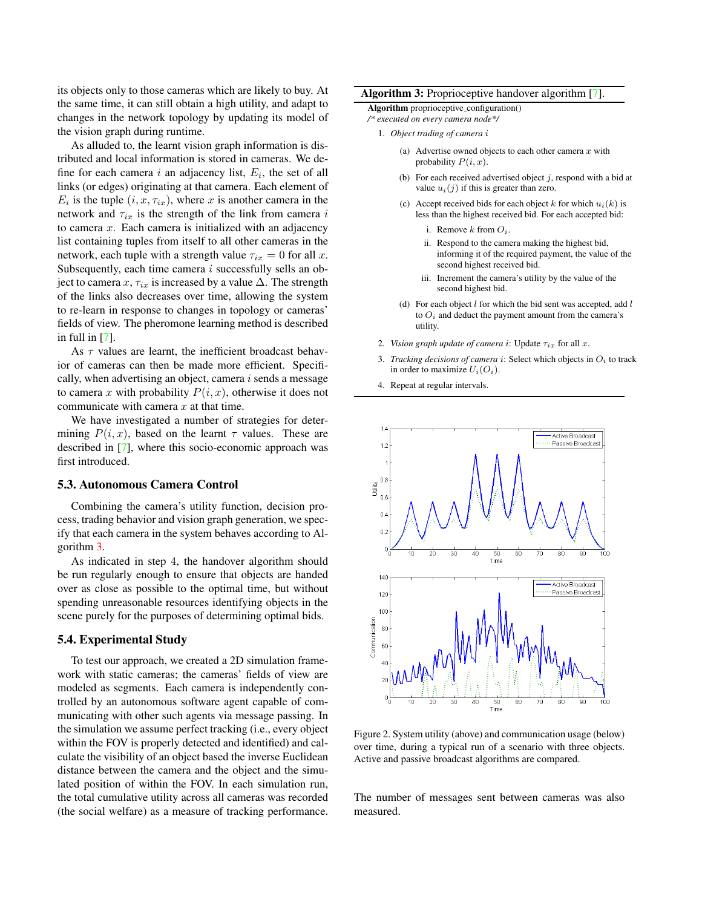its objects only to those cameras which are likely to buy. At the same time, it can still obtain a high utility, and adapt to changes in the network topology by updating its model of the vision graph during runtime.

As alluded to, the learnt vision graph information is distributed and local information is stored in cameras. We define for each camera $i$ an adjacency list, $E_i$, the set of all links (or edges) originating at that camera. Each element of $E_i$ is the tuple $(i, x, \tau_{ix})$, where $x$ is another camera in the network and $\tau_{ix}$ is the strength of the link from camera $i$ to camera $x$. Each camera is initialized with an adjacency list containing tuples from itself to all other cameras in the network, each tuple with a strength value $\tau_{ix} = 0$ for all $x$. Subsequently, each time camera $i$ successfully sells an object to camera $x$, $\tau_{ix}$ is increased by a value $\Delta$. The strength of the links also decreases over time, allowing the system to re-learn in response to changes in topology or cameras' fields of view. The pheromone learning method is described in full in [7].

As $\tau$ values are learnt, the inefficient broadcast behavior of cameras can then be made more efficient. Specifically, when advertising an object, camera $i$ sends a message to camera $x$ with probability $P(i, x)$, otherwise it does not communicate with camera $x$ at that time.

We have investigated a number of strategies for determining $P(i, x)$, based on the learnt $\tau$ values. These are described in [7], where this socio-economic approach was first introduced.

### 5.3. Autonomous Camera Control

Combining the camera's utility function, decision process, trading behavior and vision graph generation, we specify that each camera in the system behaves according to Algorithm 3.

As indicated in step 4, the handover algorithm should be run regularly enough to ensure that objects are handed over as close as possible to the optimal time, but without spending unreasonable resources identifying objects in the scene purely for the purposes of determining optimal bids.

### 5.4. Experimental Study

To test our approach, we created a 2D simulation framework with static cameras; the cameras' fields of view are modeled as segments. Each camera is independently controlled by an autonomous software agent capable of communicating with other such agents via message passing. In the simulation we assume perfect tracking (i.e., every object within the FOV is properly detected and identified) and calculate the visibility of an object based the inverse Euclidean distance between the camera and the object and the simulated position of within the FOV. In each simulation run, the total cumulative utility across all cameras was recorded (the social welfare) as a measure of tracking performance.

**Algorithm 3:** Proprioceptive handover algorithm [7].

**Algorithm** proprioceptive_configuration()
*/\* executed on every camera node\*/*

1. *Object trading of camera $i$*
   (a) Advertise owned objects to each other camera $x$ with probability $P(i, x)$.
   (b) For each received advertised object $j$, respond with a bid at value $u_i(j)$ if this is greater than zero.
   (c) Accept received bids for each object $k$ for which $u_i(k)$ is less than the highest received bid. For each accepted bid:
      i. Remove $k$ from $O_i$.
      ii. Respond to the camera making the highest bid, informing it of the required payment, the value of the second highest received bid.
      iii. Increment the camera's utility by the value of the second highest bid.
   (d) For each object $l$ for which the bid sent was accepted, add $l$ to $O_i$ and deduct the payment amount from the camera's utility.
2. *Vision graph update of camera $i$*: Update $\tau_{ix}$ for all $x$.
3. *Tracking decisions of camera $i$*: Select which objects in $O_i$ to track in order to maximize $U_i(O_i)$.
4. Repeat at regular intervals.

Figure 2. System utility (above) and communication usage (below) over time, during a typical run of a scenario with three objects. Active and passive broadcast algorithms are compared.

The number of messages sent between cameras was also measured.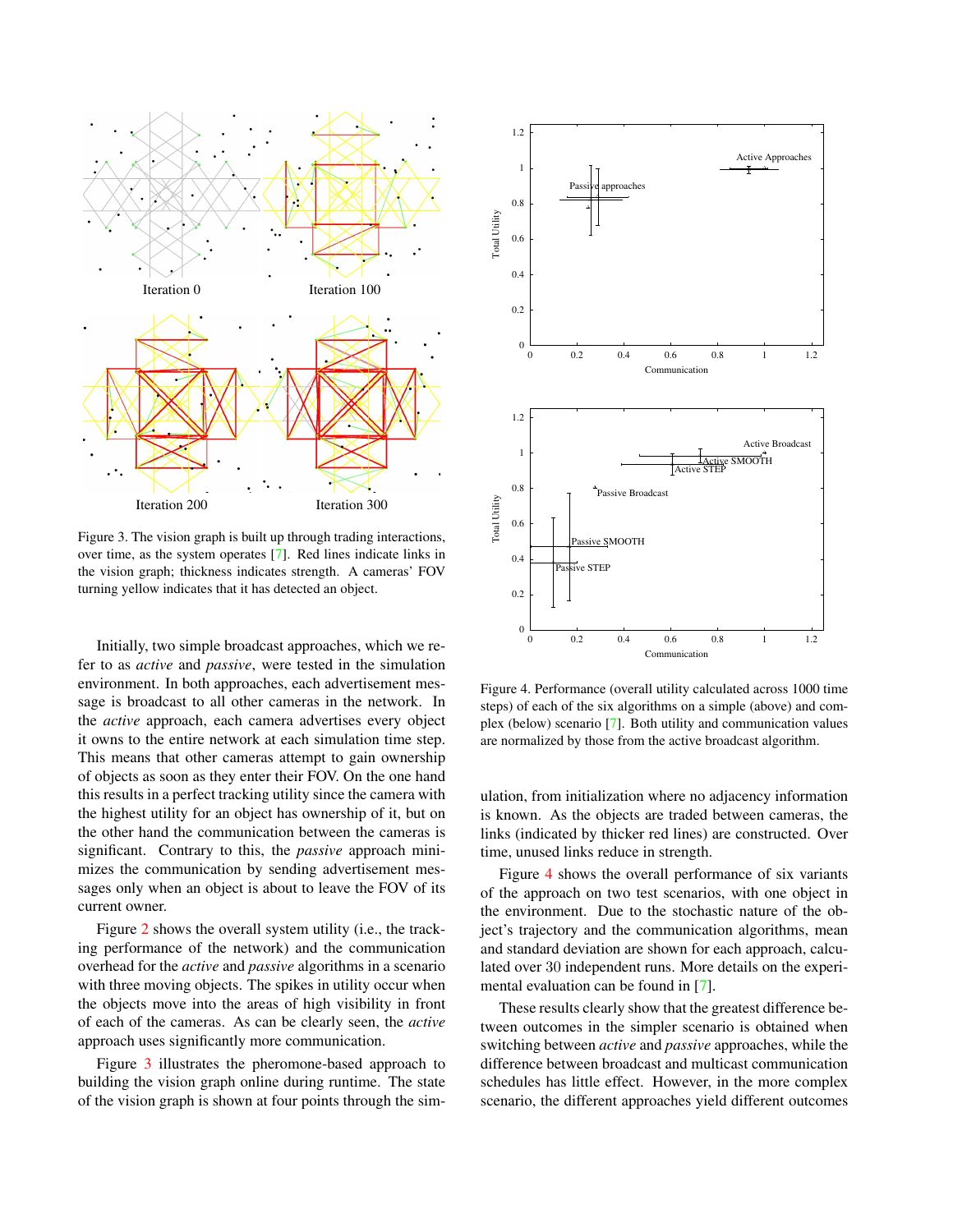Figure 3. The vision graph is built up through trading interactions, over time, as the system operates [7]. Red lines indicate links in the vision graph; thickness indicates strength. A cameras' FOV turning yellow indicates that it has detected an object.

Initially, two simple broadcast approaches, which we refer to as *active* and *passive*, were tested in the simulation environment. In both approaches, each advertisement message is broadcast to all other cameras in the network. In the *active* approach, each camera advertises every object it owns to the entire network at each simulation time step. This means that other cameras attempt to gain ownership of objects as soon as they enter their FOV. On the one hand this results in a perfect tracking utility since the camera with the highest utility for an object has ownership of it, but on the other hand the communication between the cameras is significant. Contrary to this, the *passive* approach minimizes the communication by sending advertisement messages only when an object is about to leave the FOV of its current owner.

Figure 2 shows the overall system utility (i.e., the tracking performance of the network) and the communication overhead for the *active* and *passive* algorithms in a scenario with three moving objects. The spikes in utility occur when the objects move into the areas of high visibility in front of each of the cameras. As can be clearly seen, the *active* approach uses significantly more communication.

Figure 3 illustrates the pheromone-based approach to building the vision graph online during runtime. The state of the vision graph is shown at four points through the simulation, from initialization where no adjacency information is known. As the objects are traded between cameras, the links (indicated by thicker red lines) are constructed. Over time, unused links reduce in strength.

Figure 4. Performance (overall utility calculated across 1000 time steps) of each of the six algorithms on a simple (above) and complex (below) scenario [7]. Both utility and communication values are normalized by those from the active broadcast algorithm.

Figure 4 shows the overall performance of six variants of the approach on two test scenarios, with one object in the environment. Due to the stochastic nature of the object's trajectory and the communication algorithms, mean and standard deviation are shown for each approach, calculated over 30 independent runs. More details on the experimental evaluation can be found in [7].

These results clearly show that the greatest difference between outcomes in the simpler scenario is obtained when switching between *active* and *passive* approaches, while the difference between broadcast and multicast communication schedules has little effect. However, in the more complex scenario, the different approaches yield different outcomes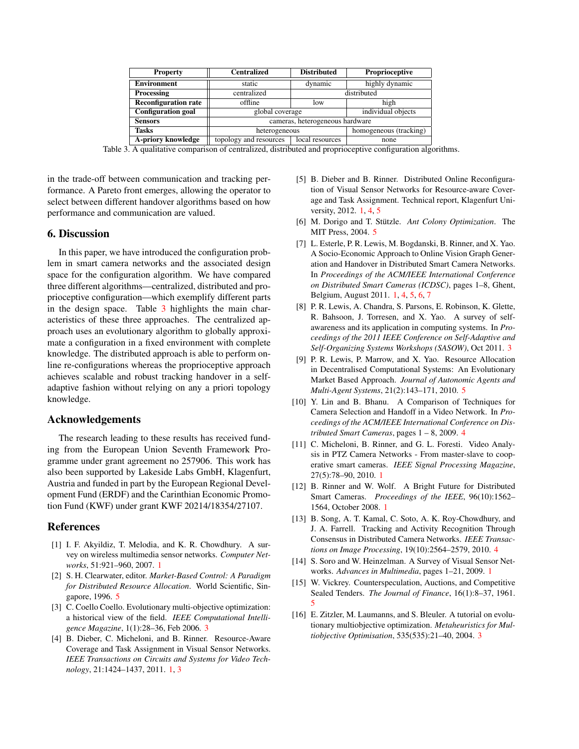| Property | Centralized | Distributed | Proprioceptive |
|---|---|---|---|
| **Environment** | static | dynamic | highly dynamic |
| **Processing** | centralized | distributed | |
| **Reconfiguration rate** | offline | low | high |
| **Configuration goal** | global coverage | | individual objects |
| **Sensors** | cameras, heterogeneous hardware | | |
| **Tasks** | heterogeneous | | homogeneous (tracking) |
| **A-priory knowledge** | topology and resources | local resources | none |

Table 3. A qualitative comparison of centralized, distributed and proprioceptive configuration algorithms.

in the trade-off between communication and tracking performance. A Pareto front emerges, allowing the operator to select between different handover algorithms based on how performance and communication are valued.

## 6. Discussion

In this paper, we have introduced the configuration problem in smart camera networks and the associated design space for the configuration algorithm. We have compared three different algorithms—centralized, distributed and proprioceptive configuration—which exemplify different parts in the design space. Table 3 highlights the main characteristics of these three approaches. The centralized approach uses an evolutionary algorithm to globally approximate a configuration in a fixed environment with complete knowledge. The distributed approach is able to perform online re-configurations whereas the proprioceptive approach achieves scalable and robust tracking handover in a self-adaptive fashion without relying on any a priori topology knowledge.

## Acknowledgements

The research leading to these results has received funding from the European Union Seventh Framework Programme under grant agreement no 257906. This work has also been supported by Lakeside Labs GmbH, Klagenfurt, Austria and funded in part by the European Regional Development Fund (ERDF) and the Carinthian Economic Promotion Fund (KWF) under grant KWF 20214/18354/27107.

## References

[1] I. F. Akyildiz, T. Melodia, and K. R. Chowdhury. A survey on wireless multimedia sensor networks. *Computer Networks*, 51:921–960, 2007. 1

[2] S. H. Clearwater, editor. *Market-Based Control: A Paradigm for Distributed Resource Allocation*. World Scientific, Singapore, 1996. 5

[3] C. Coello Coello. Evolutionary multi-objective optimization: a historical view of the field. *IEEE Computational Intelligence Magazine*, 1(1):28–36, Feb 2006. 3

[4] B. Dieber, C. Micheloni, and B. Rinner. Resource-Aware Coverage and Task Assignment in Visual Sensor Networks. *IEEE Transactions on Circuits and Systems for Video Technology*, 21:1424–1437, 2011. 1, 3

[5] B. Dieber and B. Rinner. Distributed Online Reconfiguration of Visual Sensor Networks for Resource-aware Coverage and Task Assignment. Technical report, Klagenfurt University, 2012. 1, 4, 5

[6] M. Dorigo and T. Stützle. *Ant Colony Optimization*. The MIT Press, 2004. 5

[7] L. Esterle, P. R. Lewis, M. Bogdanski, B. Rinner, and X. Yao. A Socio-Economic Approach to Online Vision Graph Generation and Handover in Distributed Smart Camera Networks. In *Proceedings of the ACM/IEEE International Conference on Distributed Smart Cameras (ICDSC)*, pages 1–8, Ghent, Belgium, August 2011. 1, 4, 5, 6, 7

[8] P. R. Lewis, A. Chandra, S. Parsons, E. Robinson, K. Glette, R. Bahsoon, J. Torresen, and X. Yao. A survey of self-awareness and its application in computing systems. In *Proceedings of the 2011 IEEE Conference on Self-Adaptive and Self-Organizing Systems Workshops (SASOW)*, Oct 2011. 3

[9] P. R. Lewis, P. Marrow, and X. Yao. Resource Allocation in Decentralised Computational Systems: An Evolutionary Market Based Approach. *Journal of Autonomic Agents and Multi-Agent Systems*, 21(2):143–171, 2010. 5

[10] Y. Lin and B. Bhanu. A Comparison of Techniques for Camera Selection and Handoff in a Video Network. In *Proceedings of the ACM/IEEE International Conference on Distributed Smart Cameras*, pages 1 – 8, 2009. 4

[11] C. Micheloni, B. Rinner, and G. L. Foresti. Video Analysis in PTZ Camera Networks - From master-slave to cooperative smart cameras. *IEEE Signal Processing Magazine*, 27(5):78–90, 2010. 1

[12] B. Rinner and W. Wolf. A Bright Future for Distributed Smart Cameras. *Proceedings of the IEEE*, 96(10):1562–1564, October 2008. 1

[13] B. Song, A. T. Kamal, C. Soto, A. K. Roy-Chowdhury, and J. A. Farrell. Tracking and Activity Recognition Through Consensus in Distributed Camera Networks. *IEEE Transactions on Image Processing*, 19(10):2564–2579, 2010. 4

[14] S. Soro and W. Heinzelman. A Survey of Visual Sensor Networks. *Advances in Multimedia*, pages 1–21, 2009. 1

[15] W. Vickrey. Counterspeculation, Auctions, and Competitive Sealed Tenders. *The Journal of Finance*, 16(1):8–37, 1961. 5

[16] E. Zitzler, M. Laumanns, and S. Bleuler. A tutorial on evolutionary multiobjective optimization. *Metaheuristics for Multiobjective Optimisation*, 535(535):21–40, 2004. 3